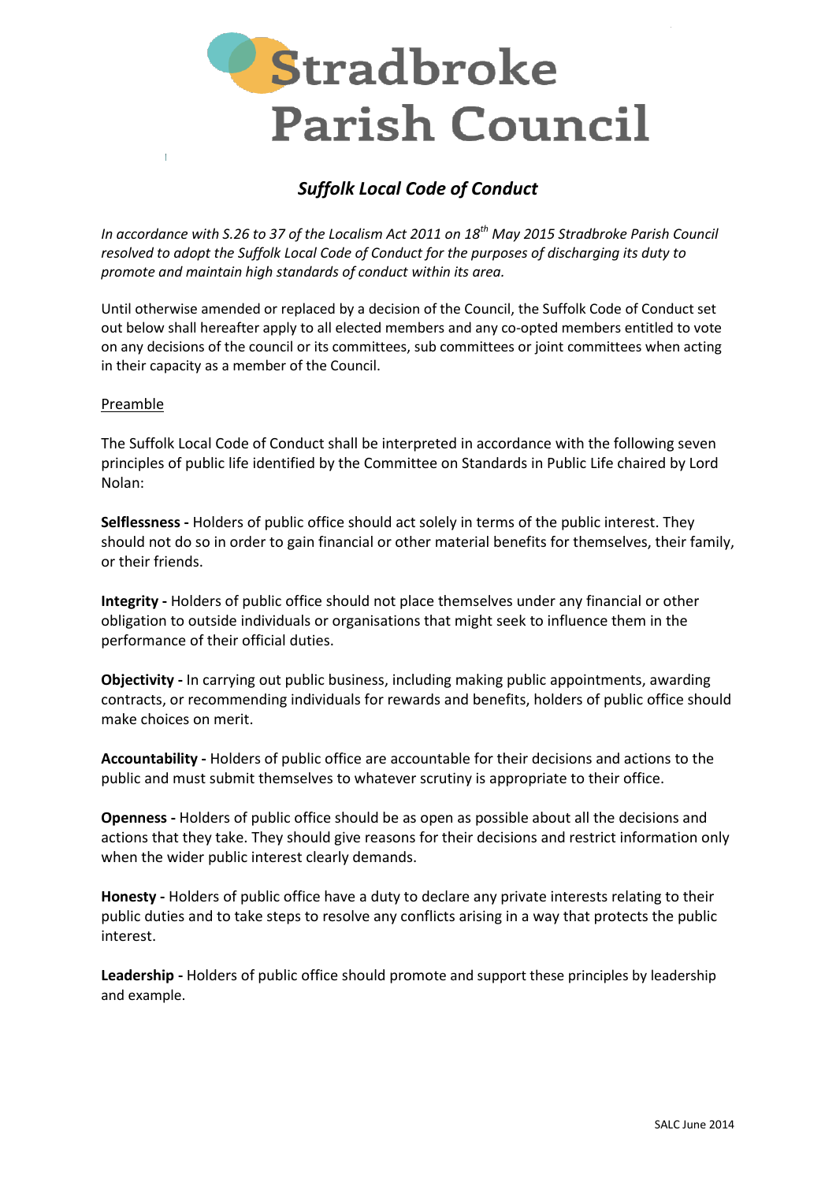# Stradbroke Parish Council

## *Suffolk Local Code of Conduct*

*In accordance with S.26 to 37 of the Localism Act 2011 on 18th May 2015 Stradbroke Parish Council resolved to adopt the Suffolk Local Code of Conduct for the purposes of discharging its duty to promote and maintain high standards of conduct within its area.*

Until otherwise amended or replaced by a decision of the Council, the Suffolk Code of Conduct set out below shall hereafter apply to all elected members and any co-opted members entitled to vote on any decisions of the council or its committees, sub committees or joint committees when acting in their capacity as a member of the Council.

<u>Preamble</u>

The Suffolk Local Code of Conduct shall be interpreted in accordance with the following seven principles of public life identified by the Committee on Standards in Public Life chaired by Lord Nolan:

**Selflessness -** Holders of public office should act solely in terms of the public interest. They should not do so in order to gain financial or other material benefits for themselves, their family, or their friends.

**Integrity -** Holders of public office should not place themselves under any financial or other obligation to outside individuals or organisations that might seek to influence them in the performance of their official duties.

**Objectivity -** In carrying out public business, including making public appointments, awarding contracts, or recommending individuals for rewards and benefits, holders of public office should make choices on merit.

**Accountability -** Holders of public office are accountable for their decisions and actions to the public and must submit themselves to whatever scrutiny is appropriate to their office.

**Openness -** Holders of public office should be as open as possible about all the decisions and actions that they take. They should give reasons for their decisions and restrict information only when the wider public interest clearly demands.

**Honesty -** Holders of public office have a duty to declare any private interests relating to their public duties and to take steps to resolve any conflicts arising in a way that protects the public interest.

**Leadership -** Holders of public office should promote and support these principles by leadership and example.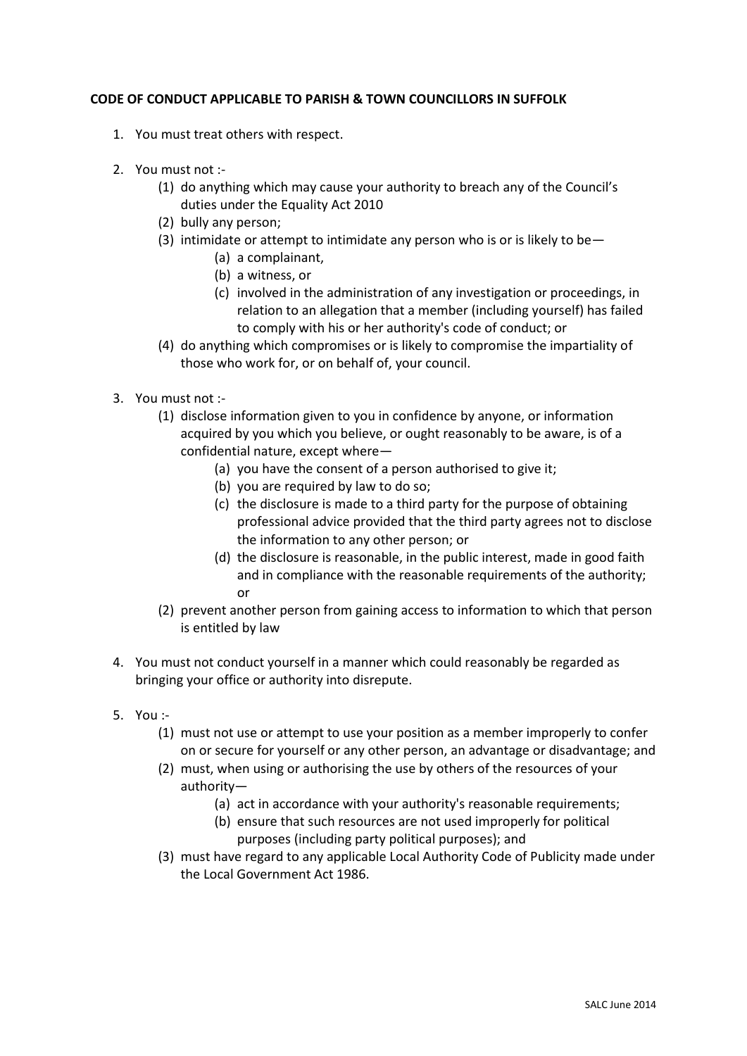**CODE OF CONDUCT APPLICABLE TO PARISH & TOWN COUNCILLORS IN SUFFOLK**

1. You must treat others with respect.

2. You must not :-
   (1) do anything which may cause your authority to breach any of the Council's duties under the Equality Act 2010
   (2) bully any person;
   (3) intimidate or attempt to intimidate any person who is or is likely to be—
      (a) a complainant,
      (b) a witness, or
      (c) involved in the administration of any investigation or proceedings, in relation to an allegation that a member (including yourself) has failed to comply with his or her authority's code of conduct; or
   (4) do anything which compromises or is likely to compromise the impartiality of those who work for, or on behalf of, your council.

3. You must not :-
   (1) disclose information given to you in confidence by anyone, or information acquired by you which you believe, or ought reasonably to be aware, is of a confidential nature, except where—
      (a) you have the consent of a person authorised to give it;
      (b) you are required by law to do so;
      (c) the disclosure is made to a third party for the purpose of obtaining professional advice provided that the third party agrees not to disclose the information to any other person; or
      (d) the disclosure is reasonable, in the public interest, made in good faith and in compliance with the reasonable requirements of the authority; or
   (2) prevent another person from gaining access to information to which that person is entitled by law

4. You must not conduct yourself in a manner which could reasonably be regarded as bringing your office or authority into disrepute.

5. You :-
   (1) must not use or attempt to use your position as a member improperly to confer on or secure for yourself or any other person, an advantage or disadvantage; and
   (2) must, when using or authorising the use by others of the resources of your authority—
      (a) act in accordance with your authority's reasonable requirements;
      (b) ensure that such resources are not used improperly for political purposes (including party political purposes); and
   (3) must have regard to any applicable Local Authority Code of Publicity made under the Local Government Act 1986.

SALC June 2014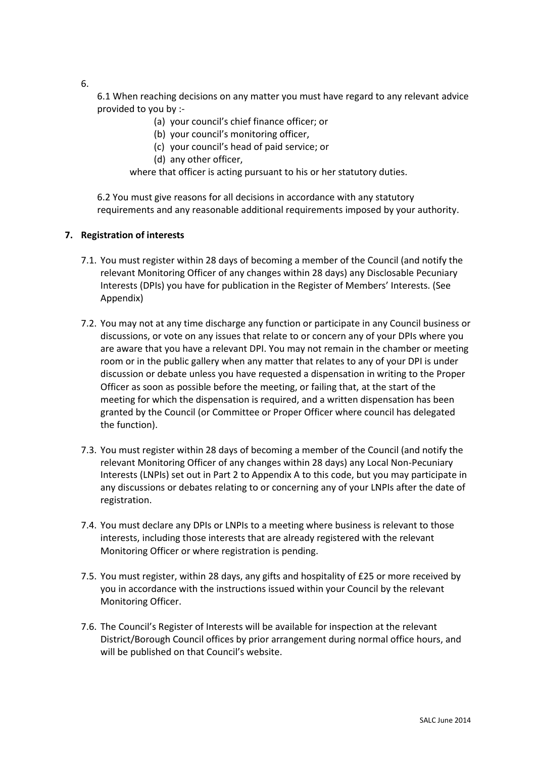6.

6.1 When reaching decisions on any matter you must have regard to any relevant advice provided to you by :-

(a) your council's chief finance officer; or
(b) your council's monitoring officer,
(c) your council's head of paid service; or
(d) any other officer,

where that officer is acting pursuant to his or her statutory duties.

6.2 You must give reasons for all decisions in accordance with any statutory requirements and any reasonable additional requirements imposed by your authority.

## 7. Registration of interests

7.1. You must register within 28 days of becoming a member of the Council (and notify the relevant Monitoring Officer of any changes within 28 days) any Disclosable Pecuniary Interests (DPIs) you have for publication in the Register of Members' Interests. (See Appendix)

7.2. You may not at any time discharge any function or participate in any Council business or discussions, or vote on any issues that relate to or concern any of your DPIs where you are aware that you have a relevant DPI. You may not remain in the chamber or meeting room or in the public gallery when any matter that relates to any of your DPI is under discussion or debate unless you have requested a dispensation in writing to the Proper Officer as soon as possible before the meeting, or failing that, at the start of the meeting for which the dispensation is required, and a written dispensation has been granted by the Council (or Committee or Proper Officer where council has delegated the function).

7.3. You must register within 28 days of becoming a member of the Council (and notify the relevant Monitoring Officer of any changes within 28 days) any Local Non-Pecuniary Interests (LNPIs) set out in Part 2 to Appendix A to this code, but you may participate in any discussions or debates relating to or concerning any of your LNPIs after the date of registration.

7.4. You must declare any DPIs or LNPIs to a meeting where business is relevant to those interests, including those interests that are already registered with the relevant Monitoring Officer or where registration is pending.

7.5. You must register, within 28 days, any gifts and hospitality of £25 or more received by you in accordance with the instructions issued within your Council by the relevant Monitoring Officer.

7.6. The Council's Register of Interests will be available for inspection at the relevant District/Borough Council offices by prior arrangement during normal office hours, and will be published on that Council's website.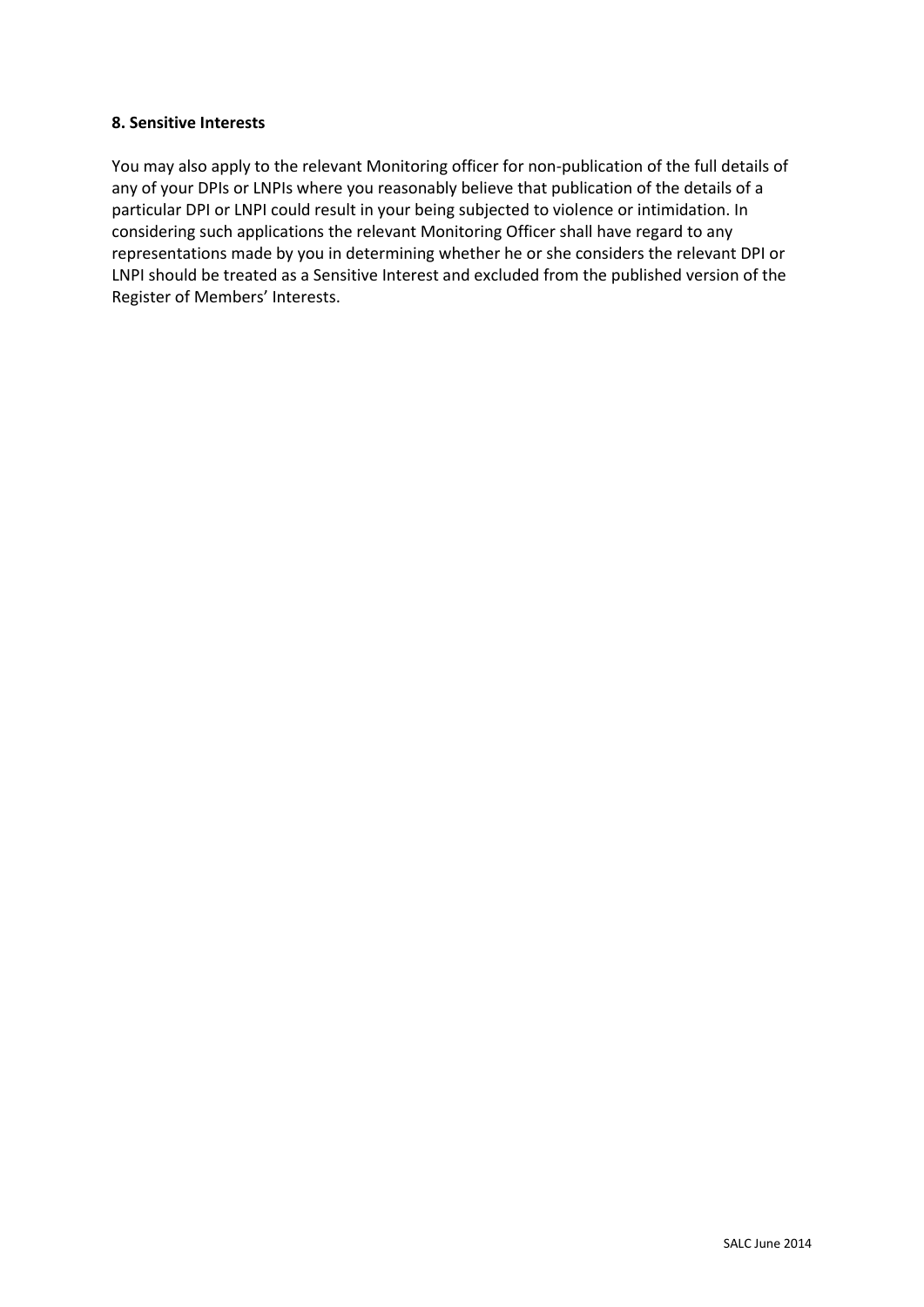**8. Sensitive Interests**

You may also apply to the relevant Monitoring officer for non-publication of the full details of any of your DPIs or LNPIs where you reasonably believe that publication of the details of a particular DPI or LNPI could result in your being subjected to violence or intimidation. In considering such applications the relevant Monitoring Officer shall have regard to any representations made by you in determining whether he or she considers the relevant DPI or LNPI should be treated as a Sensitive Interest and excluded from the published version of the Register of Members' Interests.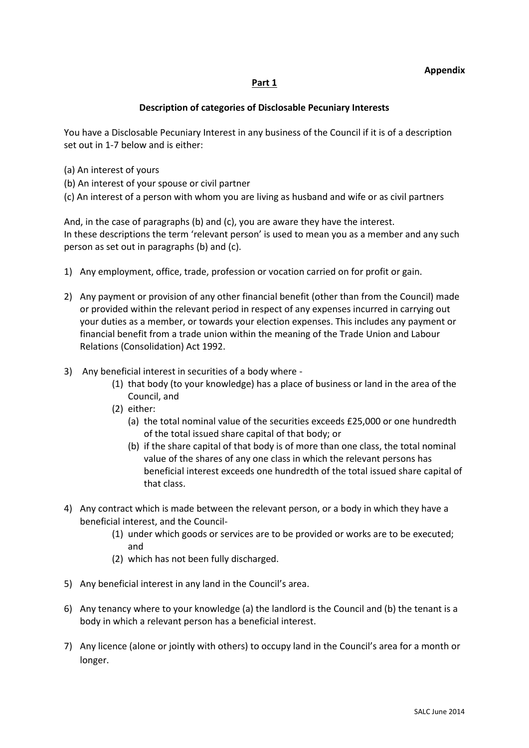**Appendix**

**Part 1**

**Description of categories of Disclosable Pecuniary Interests**

You have a Disclosable Pecuniary Interest in any business of the Council if it is of a description set out in 1-7 below and is either:

(a) An interest of yours
(b) An interest of your spouse or civil partner
(c) An interest of a person with whom you are living as husband and wife or as civil partners

And, in the case of paragraphs (b) and (c), you are aware they have the interest.
In these descriptions the term 'relevant person' is used to mean you as a member and any such person as set out in paragraphs (b) and (c).

1) Any employment, office, trade, profession or vocation carried on for profit or gain.

2) Any payment or provision of any other financial benefit (other than from the Council) made or provided within the relevant period in respect of any expenses incurred in carrying out your duties as a member, or towards your election expenses. This includes any payment or financial benefit from a trade union within the meaning of the Trade Union and Labour Relations (Consolidation) Act 1992.

3) Any beneficial interest in securities of a body where -
    (1) that body (to your knowledge) has a place of business or land in the area of the Council, and
    (2) either:
        (a) the total nominal value of the securities exceeds £25,000 or one hundredth of the total issued share capital of that body; or
        (b) if the share capital of that body is of more than one class, the total nominal value of the shares of any one class in which the relevant persons has beneficial interest exceeds one hundredth of the total issued share capital of that class.

4) Any contract which is made between the relevant person, or a body in which they have a beneficial interest, and the Council-
    (1) under which goods or services are to be provided or works are to be executed; and
    (2) which has not been fully discharged.

5) Any beneficial interest in any land in the Council's area.

6) Any tenancy where to your knowledge (a) the landlord is the Council and (b) the tenant is a body in which a relevant person has a beneficial interest.

7) Any licence (alone or jointly with others) to occupy land in the Council's area for a month or longer.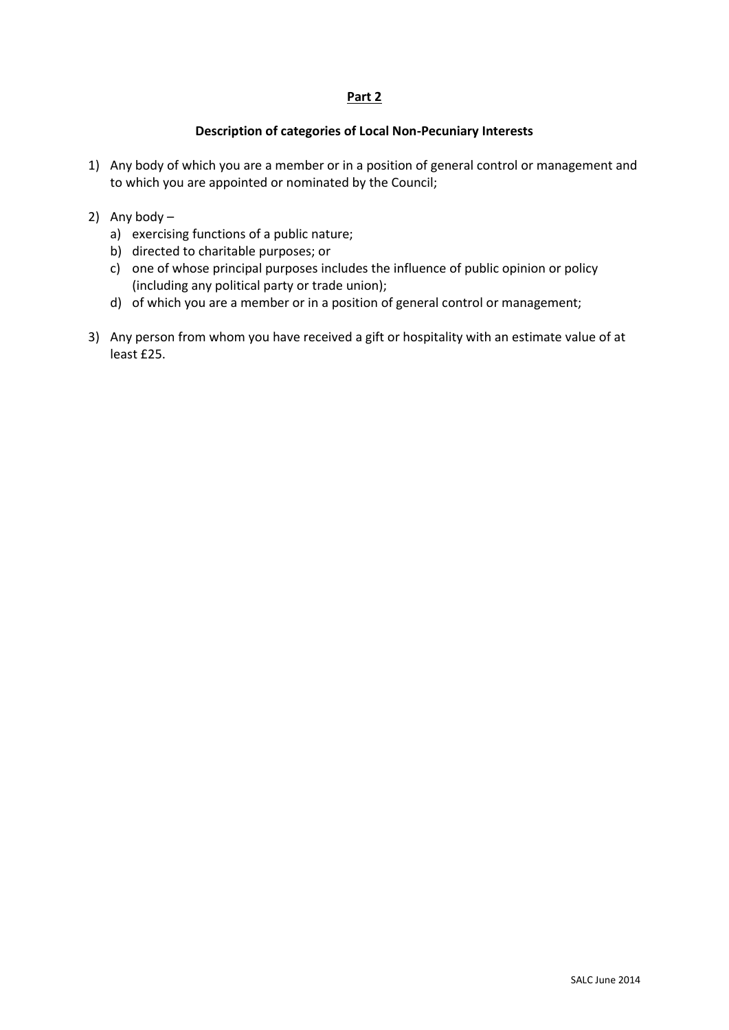## Part 2

### Description of categories of Local Non-Pecuniary Interests

1) Any body of which you are a member or in a position of general control or management and to which you are appointed or nominated by the Council;

2) Any body –
   a) exercising functions of a public nature;
   b) directed to charitable purposes; or
   c) one of whose principal purposes includes the influence of public opinion or policy (including any political party or trade union);
   d) of which you are a member or in a position of general control or management;

3) Any person from whom you have received a gift or hospitality with an estimate value of at least £25.

SALC June 2014